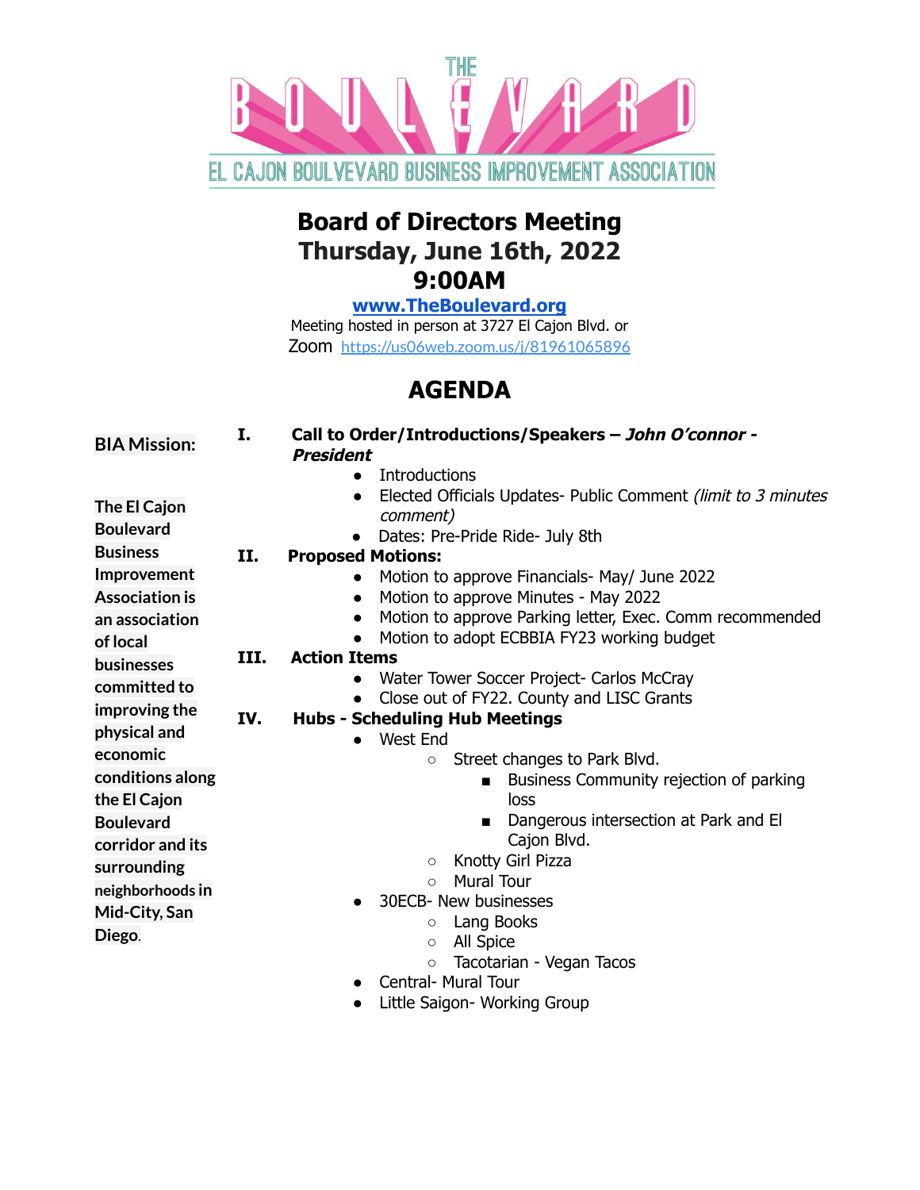THE BOULEVARD

EL CAJON BOULEVARD BUSINESS IMPROVEMENT ASSOCIATION

# Board of Directors Meeting
# Thursday, June 16th, 2022
# 9:00AM

**www.TheBoulevard.org**

Meeting hosted in person at 3727 El Cajon Blvd. or Zoom https://us06web.zoom.us/j/81961065896

## AGENDA

**BIA Mission:**

**The El Cajon Boulevard Business Improvement Association is an association of local businesses committed to improving the physical and economic conditions along the El Cajon Boulevard corridor and its surrounding neighborhoods in Mid-City, San Diego.**

**I. Call to Order/Introductions/Speakers – *John O'connor - President***
- Introductions
- Elected Officials Updates- Public Comment *(limit to 3 minutes comment)*
- Dates: Pre-Pride Ride- July 8th

**II. Proposed Motions:**
- Motion to approve Financials- May/ June 2022
- Motion to approve Minutes - May 2022
- Motion to approve Parking letter, Exec. Comm recommended
- Motion to adopt ECBBIA FY23 working budget

**III. Action Items**
- Water Tower Soccer Project- Carlos McCray
- Close out of FY22. County and LISC Grants

**IV. Hubs - Scheduling Hub Meetings**
- West End
  - Street changes to Park Blvd.
    - Business Community rejection of parking loss
    - Dangerous intersection at Park and El Cajon Blvd.
  - Knotty Girl Pizza
  - Mural Tour
- 30ECB- New businesses
  - Lang Books
  - All Spice
  - Tacotarian - Vegan Tacos
- Central- Mural Tour
- Little Saigon- Working Group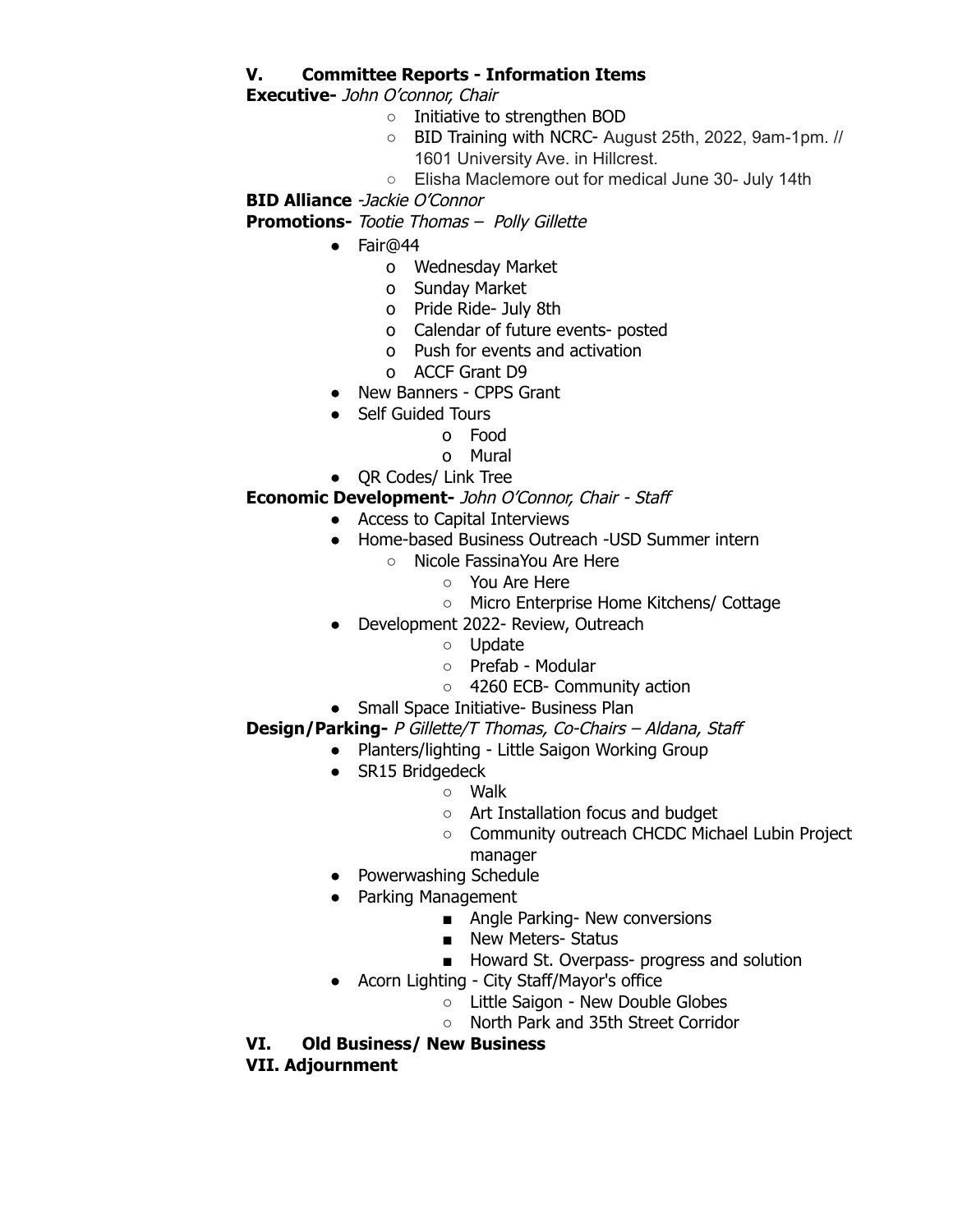## V. Committee Reports - Information Items

**Executive-** *John O'connor, Chair*

- Initiative to strengthen BOD
- BID Training with NCRC- August 25th, 2022, 9am-1pm. // 1601 University Ave. in Hillcrest.
- Elisha Maclemore out for medical June 30- July 14th

**BID Alliance** *-Jackie O'Connor*

**Promotions-** *Tootie Thomas – Polly Gillette*

- Fair@44
  - Wednesday Market
  - Sunday Market
  - Pride Ride- July 8th
  - Calendar of future events- posted
  - Push for events and activation
  - ACCF Grant D9
- New Banners - CPPS Grant
- Self Guided Tours
  - Food
  - Mural
- QR Codes/ Link Tree

**Economic Development-** *John O'Connor, Chair - Staff*

- Access to Capital Interviews
- Home-based Business Outreach -USD Summer intern
  - Nicole FassinaYou Are Here
    - You Are Here
    - Micro Enterprise Home Kitchens/ Cottage
- Development 2022- Review, Outreach
  - Update
  - Prefab - Modular
  - 4260 ECB- Community action
- Small Space Initiative- Business Plan

**Design/Parking-** *P Gillette/T Thomas, Co-Chairs – Aldana, Staff*

- Planters/lighting - Little Saigon Working Group
- SR15 Bridgedeck
  - Walk
  - Art Installation focus and budget
  - Community outreach CHCDC Michael Lubin Project manager
- Powerwashing Schedule
- Parking Management
  - Angle Parking- New conversions
  - New Meters- Status
  - Howard St. Overpass- progress and solution
- Acorn Lighting - City Staff/Mayor's office
  - Little Saigon - New Double Globes
  - North Park and 35th Street Corridor

## VI. Old Business/ New Business

## VII. Adjournment